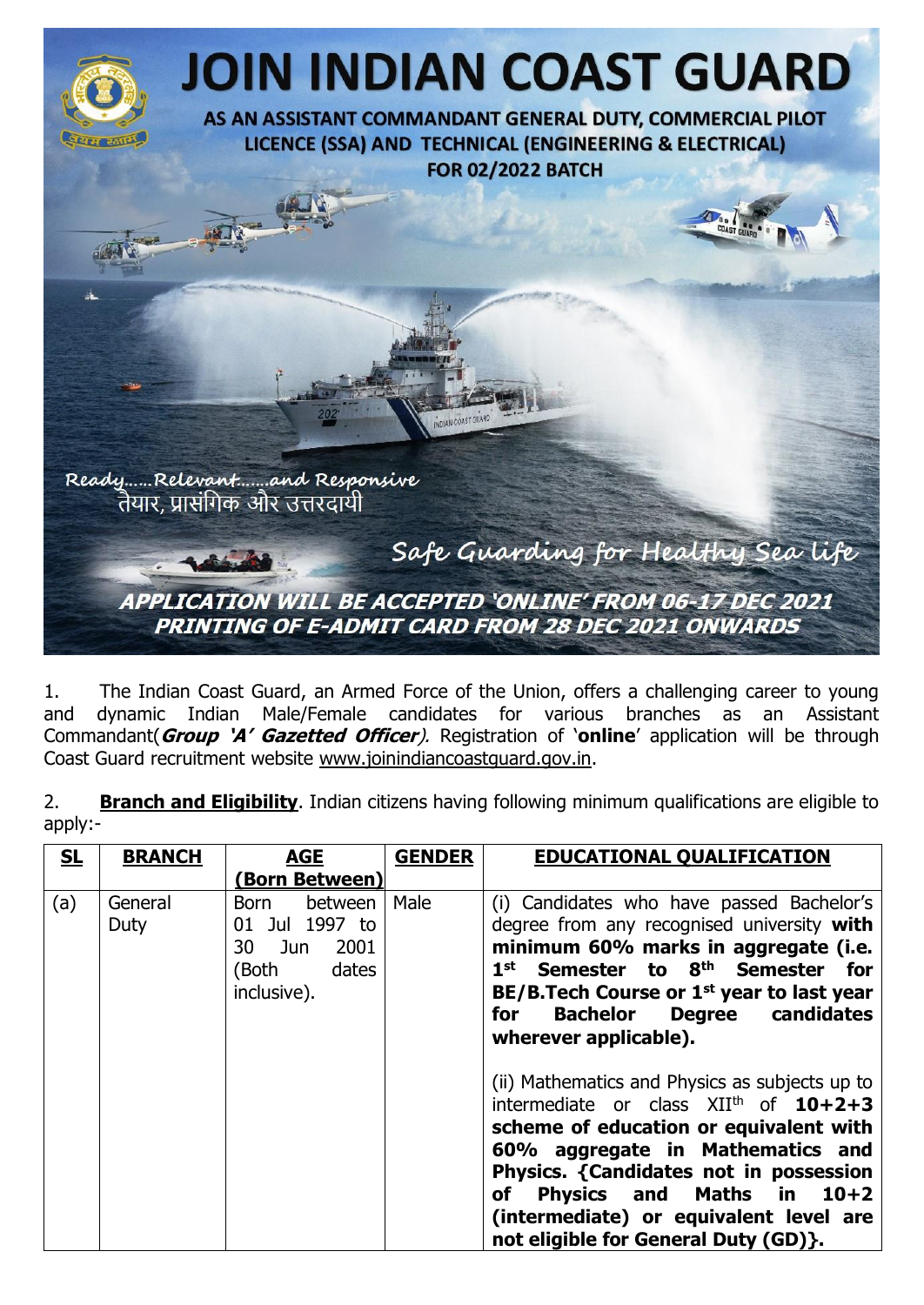# JOIN INDIAN COAST GUARD

**AS AN ASSISTANT COMMANDANT GENERAL DUTY, COMMERCIAL PILOT LICENCE (SSA) AND TECHNICAL (ENGINEERING & ELECTRICAL) FOR 02/2022 BATCH**

*Ready......Relevant.......and Responsive*

तैयार, प्रासंगिक और उत्तरदायी

*Safe Guarding for Healthy Sea life*

***APPLICATION WILL BE ACCEPTED 'ONLINE' FROM 06-17 DEC 2021***

***PRINTING OF E-ADMIT CARD FROM 28 DEC 2021 ONWARDS***

1. The Indian Coast Guard, an Armed Force of the Union, offers a challenging career to young and dynamic Indian Male/Female candidates for various branches as an Assistant Commandant(***Group 'A' Gazetted Officer***). Registration of '**online**' application will be through Coast Guard recruitment website www.joinindiancoastguard.gov.in.

2. **Branch and Eligibility**. Indian citizens having following minimum qualifications are eligible to apply:-

| SL | BRANCH | AGE (Born Between) | GENDER | EDUCATIONAL QUALIFICATION |
|---|---|---|---|---|
| (a) | General Duty | Born between 01 Jul 1997 to 30 Jun 2001 (Both dates inclusive). | Male | (i) Candidates who have passed Bachelor's degree from any recognised university **with minimum 60% marks in aggregate (i.e. 1st Semester to 8th Semester for BE/B.Tech Course or 1st year to last year for Bachelor Degree candidates wherever applicable).**<br><br>(ii) Mathematics and Physics as subjects up to intermediate or class XIIth of **10+2+3 scheme of education or equivalent with 60% aggregate in Mathematics and Physics. {Candidates not in possession of Physics and Maths in 10+2 (intermediate) or equivalent level are not eligible for General Duty (GD)}.** |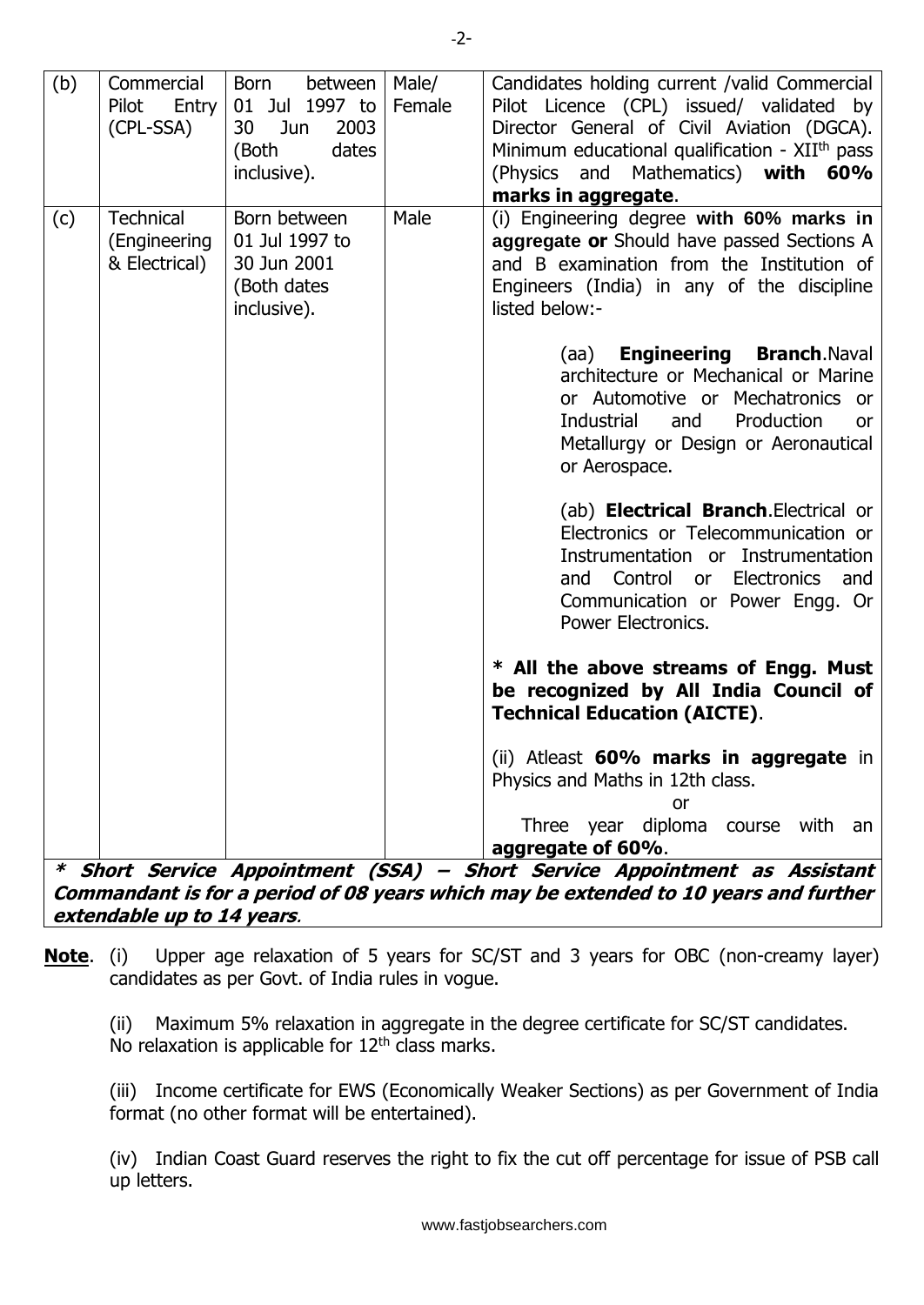| (b) | Commercial Pilot Entry (CPL-SSA) | Born between 01 Jul 1997 to 30 Jun 2003 (Both dates inclusive). | Male/ Female | Candidates holding current /valid Commercial Pilot Licence (CPL) issued/ validated by Director General of Civil Aviation (DGCA). Minimum educational qualification - XII[th] pass (Physics and Mathematics) **with 60% marks in aggregate**. |
|---|---|---|---|---|
| (c) | Technical (Engineering & Electrical) | Born between 01 Jul 1997 to 30 Jun 2001 (Both dates inclusive). | Male | (i) Engineering degree **with 60% marks in aggregate or** Should have passed Sections A and B examination from the Institution of Engineers (India) in any of the discipline listed below:-<br><br>(aa) **Engineering Branch**.Naval architecture or Mechanical or Marine or Automotive or Mechatronics or Industrial and Production or Metallurgy or Design or Aeronautical or Aerospace.<br><br>(ab) **Electrical Branch**.Electrical or Electronics or Telecommunication or Instrumentation or Instrumentation and Control or Electronics and Communication or Power Engg. Or Power Electronics.<br><br>**\* All the above streams of Engg. Must be recognized by All India Council of Technical Education (AICTE)**.<br><br>(ii) Atleast **60% marks in aggregate** in Physics and Maths in 12th class.<br>or<br>Three year diploma course with an **aggregate of 60%**. |

***\* Short Service Appointment (SSA) – Short Service Appointment as Assistant Commandant is for a period of 08 years which may be extended to 10 years and further extendable up to 14 years.***

**Note**. (i) Upper age relaxation of 5 years for SC/ST and 3 years for OBC (non-creamy layer) candidates as per Govt. of India rules in vogue.

(ii) Maximum 5% relaxation in aggregate in the degree certificate for SC/ST candidates. No relaxation is applicable for 12[th] class marks.

(iii) Income certificate for EWS (Economically Weaker Sections) as per Government of India format (no other format will be entertained).

(iv) Indian Coast Guard reserves the right to fix the cut off percentage for issue of PSB call up letters.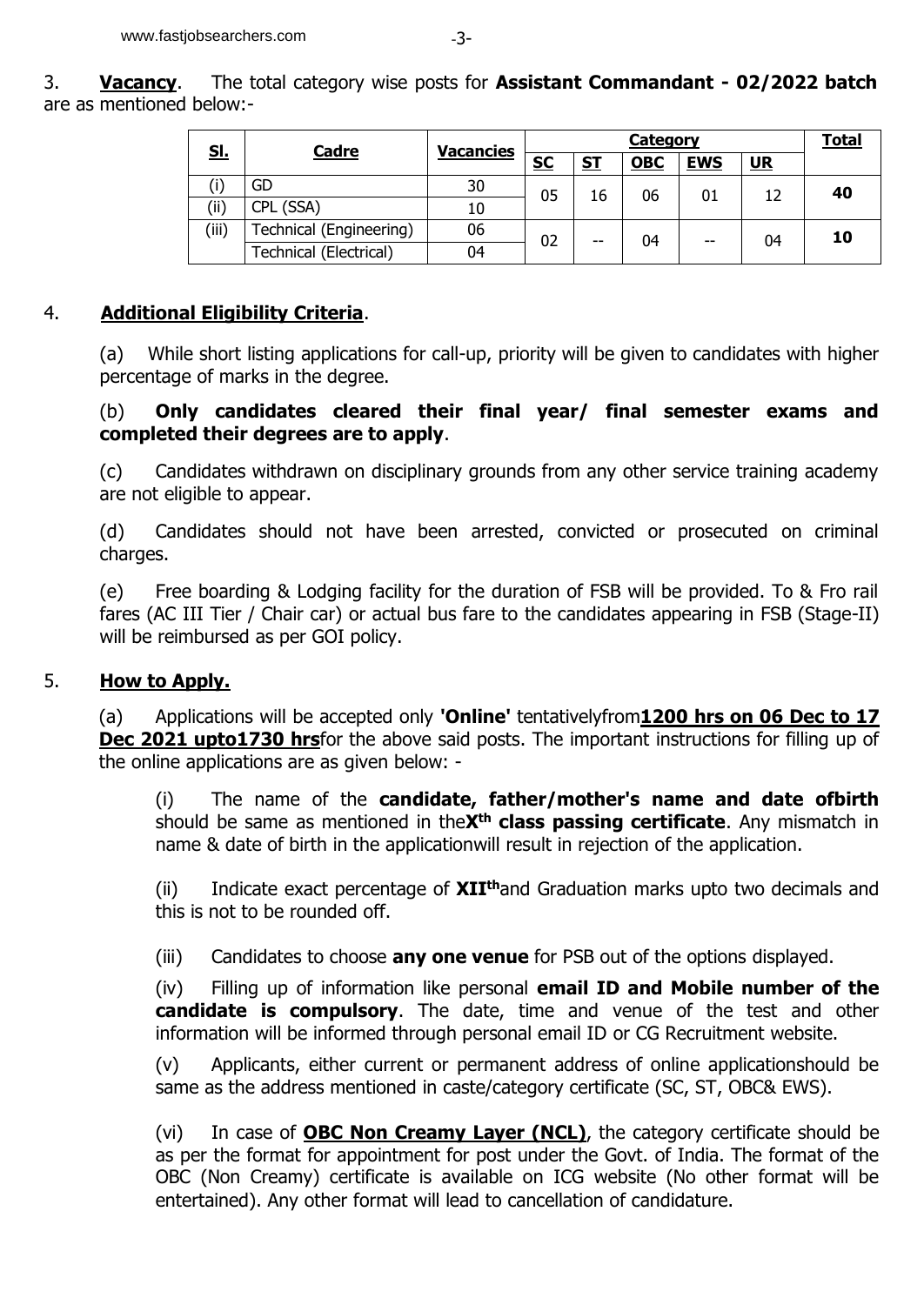3. **Vacancy**. The total category wise posts for **Assistant Commandant - 02/2022 batch** are as mentioned below:-

| Sl. | Cadre | Vacancies | Category | | | | | Total |
|---|---|---|---|---|---|---|---|---|
| | | | SC | ST | OBC | EWS | UR | |
| (i) | GD | 30 | 05 | 16 | 06 | 01 | 12 | **40** |
| (ii) | CPL (SSA) | 10 | | | | | | |
| (iii) | Technical (Engineering) | 06 | 02 | -- | 04 | -- | 04 | **10** |
| | Technical (Electrical) | 04 | | | | | | |

4. **Additional Eligibility Criteria**.

(a) While short listing applications for call-up, priority will be given to candidates with higher percentage of marks in the degree.

(b) **Only candidates cleared their final year/ final semester exams and completed their degrees are to apply**.

(c) Candidates withdrawn on disciplinary grounds from any other service training academy are not eligible to appear.

(d) Candidates should not have been arrested, convicted or prosecuted on criminal charges.

(e) Free boarding & Lodging facility for the duration of FSB will be provided. To & Fro rail fares (AC III Tier / Chair car) or actual bus fare to the candidates appearing in FSB (Stage-II) will be reimbursed as per GOI policy.

5. **How to Apply.**

(a) Applications will be accepted only **'Online'** tentativelyfrom**1200 hrs on 06 Dec to 17 Dec 2021 upto1730 hrs**for the above said posts. The important instructions for filling up of the online applications are as given below: -

(i) The name of the **candidate, father/mother's name and date ofbirth** should be same as mentioned in the**X^th class passing certificate**. Any mismatch in name & date of birth in the applicationwill result in rejection of the application.

(ii) Indicate exact percentage of **XII^th**and Graduation marks upto two decimals and this is not to be rounded off.

(iii) Candidates to choose **any one venue** for PSB out of the options displayed.

(iv) Filling up of information like personal **email ID and Mobile number of the candidate is compulsory**. The date, time and venue of the test and other information will be informed through personal email ID or CG Recruitment website.

(v) Applicants, either current or permanent address of online applicationshould be same as the address mentioned in caste/category certificate (SC, ST, OBC& EWS).

(vi) In case of **OBC Non Creamy Layer (NCL)**, the category certificate should be as per the format for appointment for post under the Govt. of India. The format of the OBC (Non Creamy) certificate is available on ICG website (No other format will be entertained). Any other format will lead to cancellation of candidature.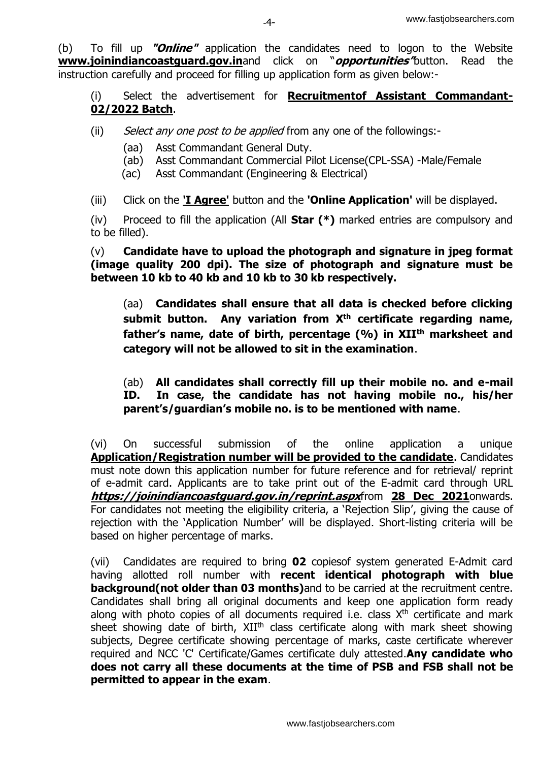(b) To fill up ***"Online"*** application the candidates need to logon to the Website **www.joinindiancoastguard.gov.in**and click on "***opportunities"***button. Read the instruction carefully and proceed for filling up application form as given below:-

(i) Select the advertisement for **Recruitmentof Assistant Commandant-02/2022 Batch**.

(ii) *Select any one post to be applied* from any one of the followings:-

(aa) Asst Commandant General Duty.

(ab) Asst Commandant Commercial Pilot License(CPL-SSA) -Male/Female

(ac) Asst Commandant (Engineering & Electrical)

(iii) Click on the **'I Agree'** button and the **'Online Application'** will be displayed.

(iv) Proceed to fill the application (All **Star (*)** marked entries are compulsory and to be filled).

(v) **Candidate have to upload the photograph and signature in jpeg format (image quality 200 dpi). The size of photograph and signature must be between 10 kb to 40 kb and 10 kb to 30 kb respectively.**

(aa) **Candidates shall ensure that all data is checked before clicking submit button. Any variation from X^th^ certificate regarding name, father's name, date of birth, percentage (%) in XII^th^ marksheet and category will not be allowed to sit in the examination**.

(ab) **All candidates shall correctly fill up their mobile no. and e-mail ID. In case, the candidate has not having mobile no., his/her parent's/guardian's mobile no. is to be mentioned with name**.

(vi) On successful submission of the online application a unique **Application/Registration number will be provided to the candidate**. Candidates must note down this application number for future reference and for retrieval/ reprint of e-admit card. Applicants are to take print out of the E-admit card through URL ***https://joinindiancoastguard.gov.in/reprint.aspx***from **28 Dec 2021**onwards. For candidates not meeting the eligibility criteria, a 'Rejection Slip', giving the cause of rejection with the 'Application Number' will be displayed. Short-listing criteria will be based on higher percentage of marks.

(vii) Candidates are required to bring **02** copiesof system generated E-Admit card having allotted roll number with **recent identical photograph with blue background(not older than 03 months)**and to be carried at the recruitment centre. Candidates shall bring all original documents and keep one application form ready along with photo copies of all documents required i.e. class X^th^ certificate and mark sheet showing date of birth, XII^th^ class certificate along with mark sheet showing subjects, Degree certificate showing percentage of marks, caste certificate wherever required and NCC 'C' Certificate/Games certificate duly attested.**Any candidate who does not carry all these documents at the time of PSB and FSB shall not be permitted to appear in the exam**.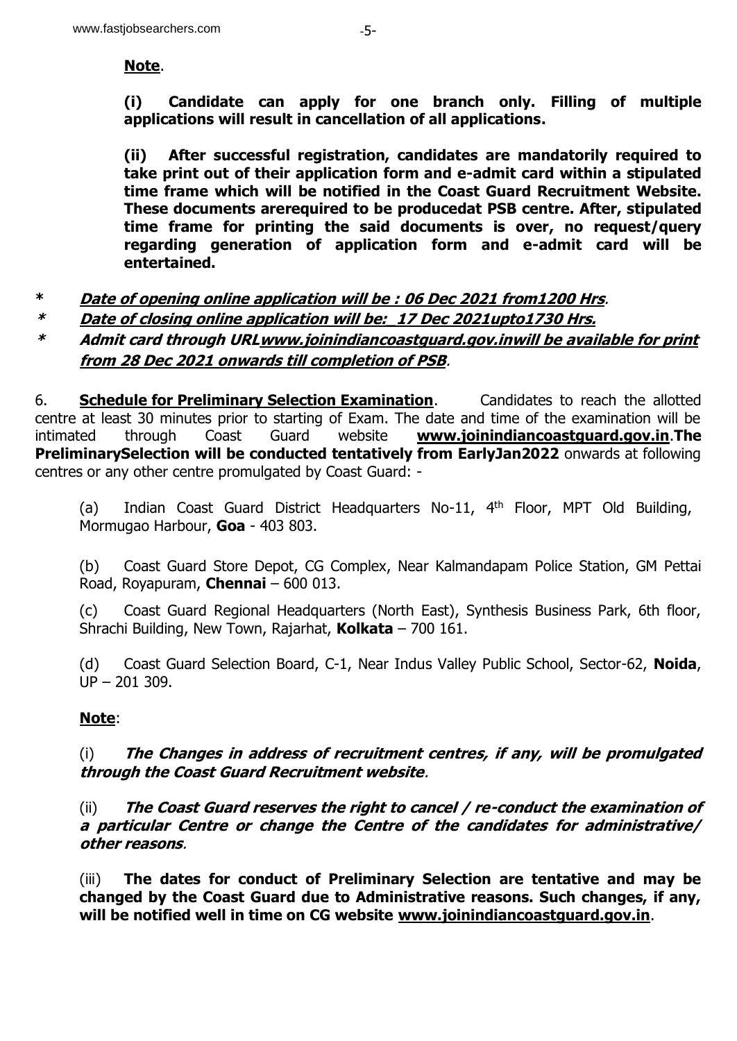**Note**.

**(i) Candidate can apply for one branch only. Filling of multiple applications will result in cancellation of all applications.**

**(ii) After successful registration, candidates are mandatorily required to take print out of their application form and e-admit card within a stipulated time frame which will be notified in the Coast Guard Recruitment Website. These documents arerequired to be producedat PSB centre. After, stipulated time frame for printing the said documents is over, no request/query regarding generation of application form and e-admit card will be entertained.**

- ***Date of opening online application will be : 06 Dec 2021 from1200 Hrs*.**
- ***Date of closing online application will be: 17 Dec 2021upto1730 Hrs.***
- ***Admit card through URLwww.joinindiancoastguard.gov.inwill be available for print from 28 Dec 2021 onwards till completion of PSB*.**

6. **Schedule for Preliminary Selection Examination**. Candidates to reach the allotted centre at least 30 minutes prior to starting of Exam. The date and time of the examination will be intimated through Coast Guard website **www.joinindiancoastguard.gov.in**.**The PreliminarySelection will be conducted tentatively from EarlyJan2022** onwards at following centres or any other centre promulgated by Coast Guard: -

(a) Indian Coast Guard District Headquarters No-11, 4th Floor, MPT Old Building, Mormugao Harbour, **Goa** - 403 803.

(b) Coast Guard Store Depot, CG Complex, Near Kalmandapam Police Station, GM Pettai Road, Royapuram, **Chennai** – 600 013.

(c) Coast Guard Regional Headquarters (North East), Synthesis Business Park, 6th floor, Shrachi Building, New Town, Rajarhat, **Kolkata** – 700 161.

(d) Coast Guard Selection Board, C-1, Near Indus Valley Public School, Sector-62, **Noida**, UP – 201 309.

**Note**:

(i) ***The Changes in address of recruitment centres, if any, will be promulgated through the Coast Guard Recruitment website*.**

(ii) ***The Coast Guard reserves the right to cancel / re-conduct the examination of a particular Centre or change the Centre of the candidates for administrative/ other reasons*.**

(iii) **The dates for conduct of Preliminary Selection are tentative and may be changed by the Coast Guard due to Administrative reasons. Such changes, if any, will be notified well in time on CG website www.joinindiancoastguard.gov.in**.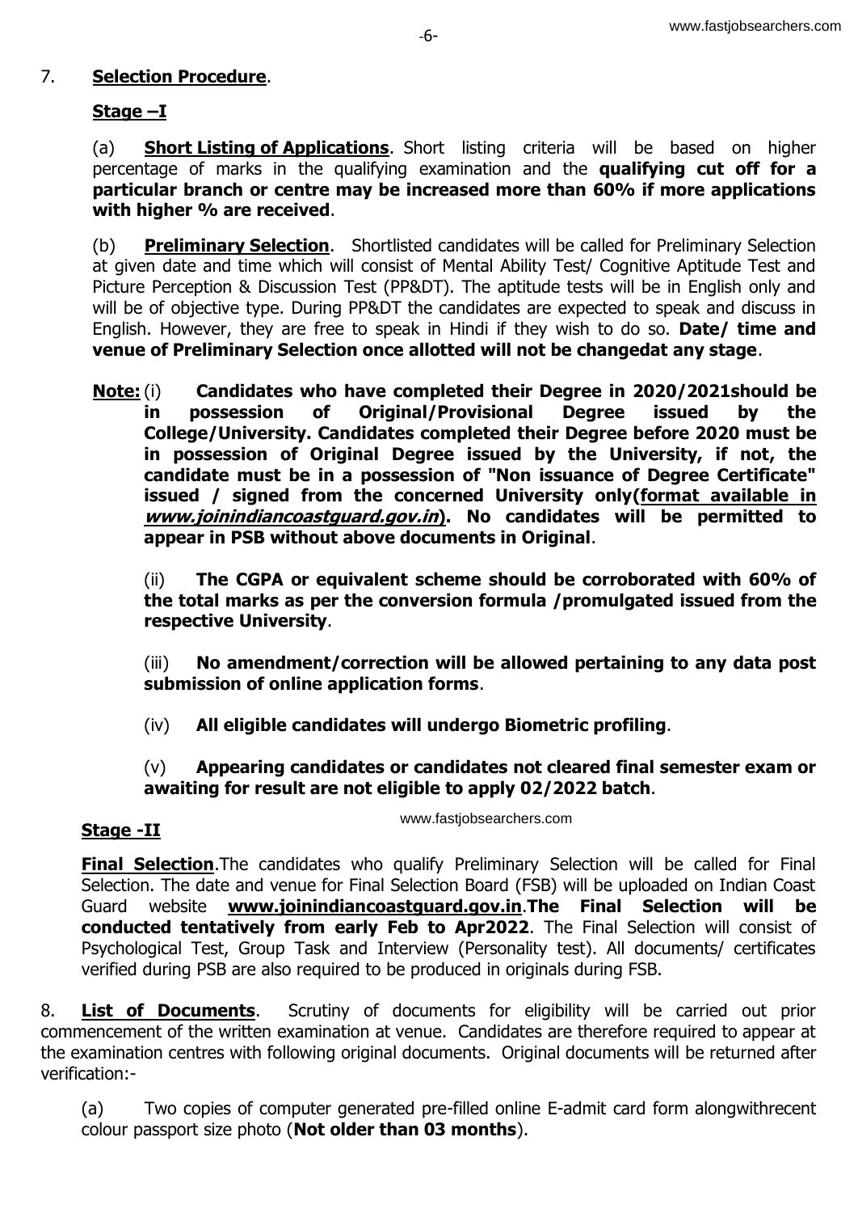7. **<u>Selection Procedure</u>**.

**<u>Stage –I</u>**

(a) **<u>Short Listing of Applications</u>**. Short listing criteria will be based on higher percentage of marks in the qualifying examination and the **qualifying cut off for a particular branch or centre may be increased more than 60% if more applications with higher % are received**.

(b) **<u>Preliminary Selection</u>**. Shortlisted candidates will be called for Preliminary Selection at given date and time which will consist of Mental Ability Test/ Cognitive Aptitude Test and Picture Perception & Discussion Test (PP&DT). The aptitude tests will be in English only and will be of objective type. During PP&DT the candidates are expected to speak and discuss in English. However, they are free to speak in Hindi if they wish to do so. **Date/ time and venue of Preliminary Selection once allotted will not be changedat any stage**.

**<u>Note:</u>** (i) **Candidates who have completed their Degree in 2020/2021should be in possession of Original/Provisional Degree issued by the College/University. Candidates completed their Degree before 2020 must be in possession of Original Degree issued by the University, if not, the candidate must be in a possession of "Non issuance of Degree Certificate" issued / signed from the concerned University only(<u>format available in *www.joinindiancoastguard.gov.in*</u>). No candidates will be permitted to appear in PSB without above documents in Original**.

(ii) **The CGPA or equivalent scheme should be corroborated with 60% of the total marks as per the conversion formula /promulgated issued from the respective University**.

(iii) **No amendment/correction will be allowed pertaining to any data post submission of online application forms**.

(iv) **All eligible candidates will undergo Biometric profiling**.

(v) **Appearing candidates or candidates not cleared final semester exam or awaiting for result are not eligible to apply 02/2022 batch**.

**<u>Stage -II</u>**

**<u>Final Selection</u>**.The candidates who qualify Preliminary Selection will be called for Final Selection. The date and venue for Final Selection Board (FSB) will be uploaded on Indian Coast Guard website **<u>www.joinindiancoastguard.gov.in</u>**.**The Final Selection will be conducted tentatively from early Feb to Apr2022**. The Final Selection will consist of Psychological Test, Group Task and Interview (Personality test). All documents/ certificates verified during PSB are also required to be produced in originals during FSB.

8. **<u>List of Documents</u>**. Scrutiny of documents for eligibility will be carried out prior commencement of the written examination at venue. Candidates are therefore required to appear at the examination centres with following original documents. Original documents will be returned after verification:-

(a) Two copies of computer generated pre-filled online E-admit card form alongwithrecent colour passport size photo (**Not older than 03 months**).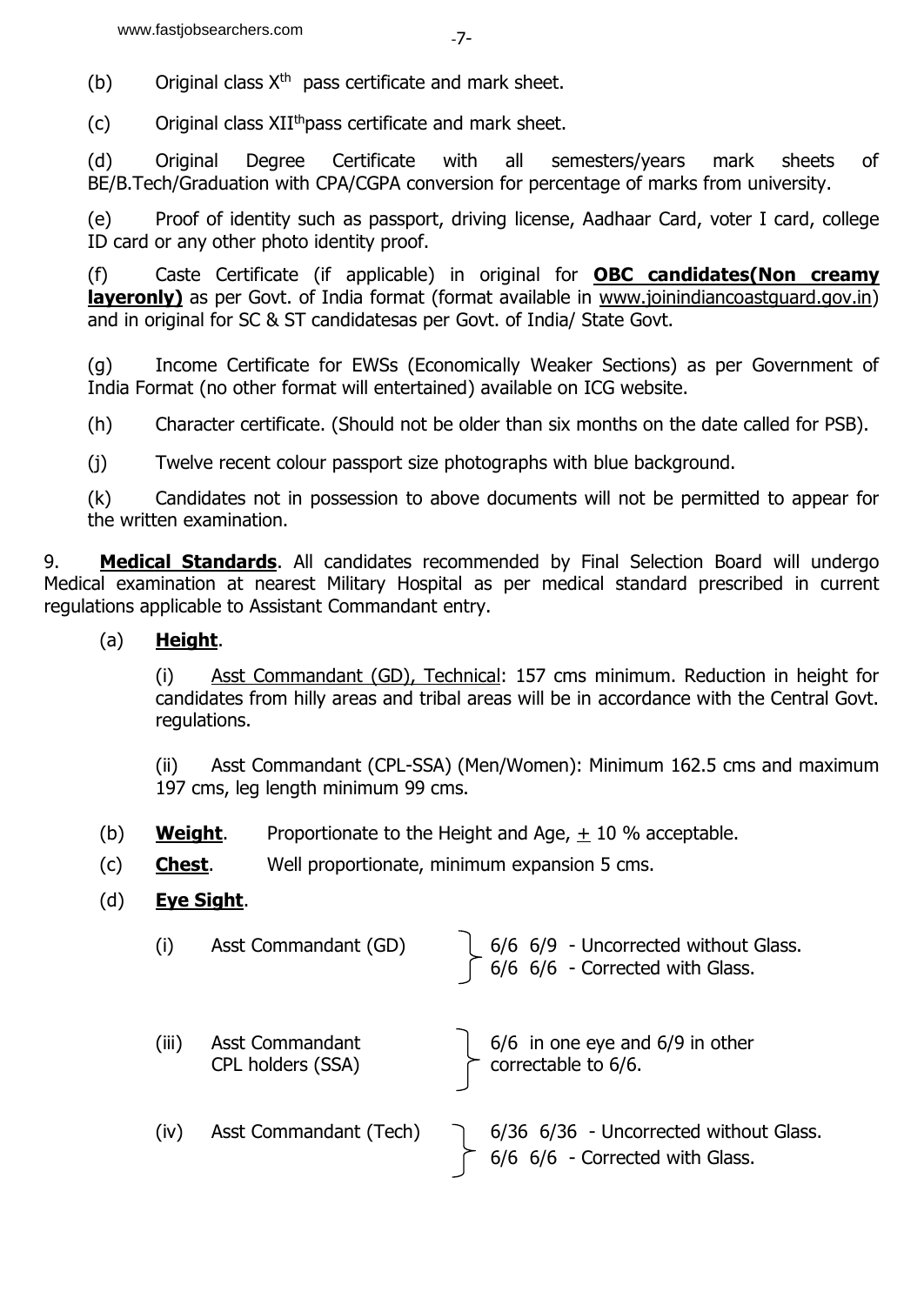(b) Original class X$^{th}$ pass certificate and mark sheet.

(c) Original class XII$^{th}$pass certificate and mark sheet.

(d) Original Degree Certificate with all semesters/years mark sheets of BE/B.Tech/Graduation with CPA/CGPA conversion for percentage of marks from university.

(e) Proof of identity such as passport, driving license, Aadhaar Card, voter I card, college ID card or any other photo identity proof.

(f) Caste Certificate (if applicable) in original for **OBC candidates(Non creamy layeronly)** as per Govt. of India format (format available in www.joinindiancoastguard.gov.in) and in original for SC & ST candidatesas per Govt. of India/ State Govt.

(g) Income Certificate for EWSs (Economically Weaker Sections) as per Government of India Format (no other format will entertained) available on ICG website.

(h) Character certificate. (Should not be older than six months on the date called for PSB).

(j) Twelve recent colour passport size photographs with blue background.

(k) Candidates not in possession to above documents will not be permitted to appear for the written examination.

9. **Medical Standards**. All candidates recommended by Final Selection Board will undergo Medical examination at nearest Military Hospital as per medical standard prescribed in current regulations applicable to Assistant Commandant entry.

(a) **Height**.

(i) Asst Commandant (GD), Technical: 157 cms minimum. Reduction in height for candidates from hilly areas and tribal areas will be in accordance with the Central Govt. regulations.

(ii) Asst Commandant (CPL-SSA) (Men/Women): Minimum 162.5 cms and maximum 197 cms, leg length minimum 99 cms.

(b) **Weight**. Proportionate to the Height and Age, ± 10 % acceptable.

(c) **Chest**. Well proportionate, minimum expansion 5 cms.

(d) **Eye Sight**.

(i) Asst Commandant (GD) — 6/6 6/9 - Uncorrected without Glass. 6/6 6/6 - Corrected with Glass.

(iii) Asst Commandant CPL holders (SSA) — 6/6 in one eye and 6/9 in other correctable to 6/6.

(iv) Asst Commandant (Tech) — 6/36 6/36 - Uncorrected without Glass. 6/6 6/6 - Corrected with Glass.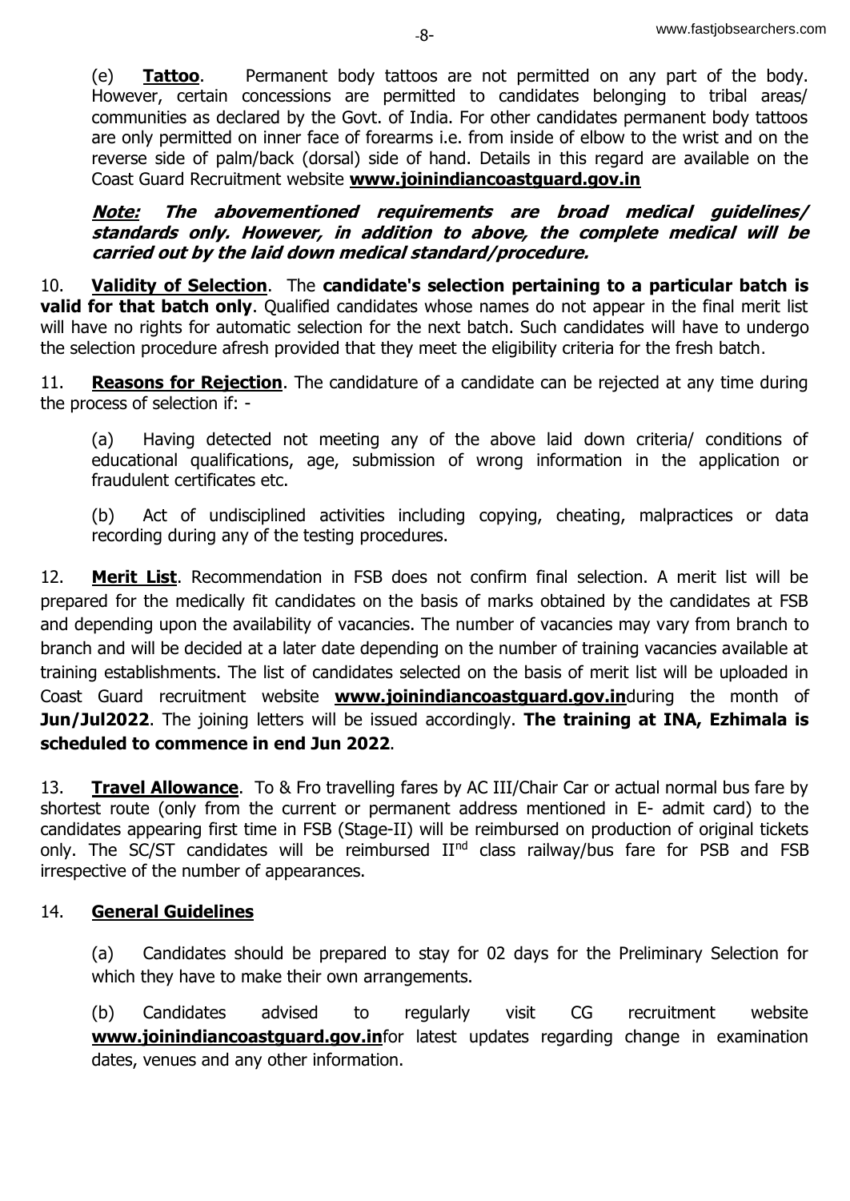(e) **Tattoo**. Permanent body tattoos are not permitted on any part of the body. However, certain concessions are permitted to candidates belonging to tribal areas/ communities as declared by the Govt. of India. For other candidates permanent body tattoos are only permitted on inner face of forearms i.e. from inside of elbow to the wrist and on the reverse side of palm/back (dorsal) side of hand. Details in this regard are available on the Coast Guard Recruitment website **www.joinindiancoastguard.gov.in**

***Note:* *The abovementioned requirements are broad medical guidelines/ standards only. However, in addition to above, the complete medical will be carried out by the laid down medical standard/procedure.***

10. **Validity of Selection**. The **candidate's selection pertaining to a particular batch is valid for that batch only**. Qualified candidates whose names do not appear in the final merit list will have no rights for automatic selection for the next batch. Such candidates will have to undergo the selection procedure afresh provided that they meet the eligibility criteria for the fresh batch.

11. **Reasons for Rejection**. The candidature of a candidate can be rejected at any time during the process of selection if: -

(a) Having detected not meeting any of the above laid down criteria/ conditions of educational qualifications, age, submission of wrong information in the application or fraudulent certificates etc.

(b) Act of undisciplined activities including copying, cheating, malpractices or data recording during any of the testing procedures.

12. **Merit List**. Recommendation in FSB does not confirm final selection. A merit list will be prepared for the medically fit candidates on the basis of marks obtained by the candidates at FSB and depending upon the availability of vacancies. The number of vacancies may vary from branch to branch and will be decided at a later date depending on the number of training vacancies available at training establishments. The list of candidates selected on the basis of merit list will be uploaded in Coast Guard recruitment website **www.joinindiancoastguard.gov.in**during the month of **Jun/Jul2022**. The joining letters will be issued accordingly. **The training at INA, Ezhimala is scheduled to commence in end Jun 2022**.

13. **Travel Allowance**. To & Fro travelling fares by AC III/Chair Car or actual normal bus fare by shortest route (only from the current or permanent address mentioned in E- admit card) to the candidates appearing first time in FSB (Stage-II) will be reimbursed on production of original tickets only. The SC/ST candidates will be reimbursed II[nd] class railway/bus fare for PSB and FSB irrespective of the number of appearances.

14. **General Guidelines**

(a) Candidates should be prepared to stay for 02 days for the Preliminary Selection for which they have to make their own arrangements.

(b) Candidates advised to regularly visit CG recruitment website **www.joinindiancoastguard.gov.in**for latest updates regarding change in examination dates, venues and any other information.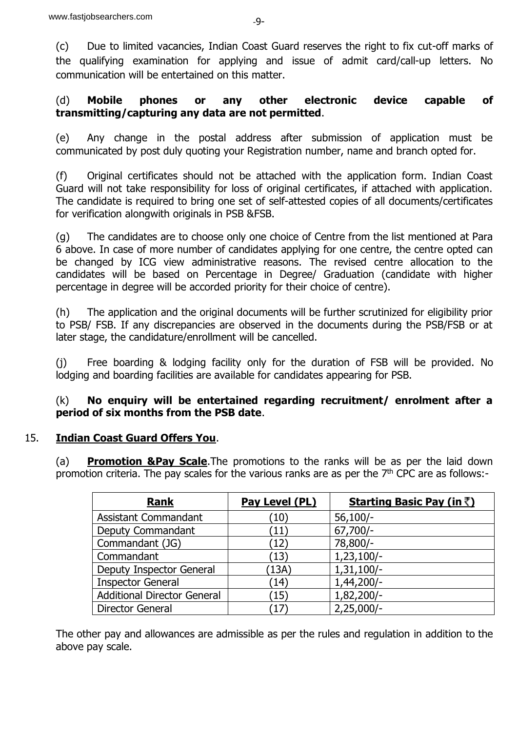(c) Due to limited vacancies, Indian Coast Guard reserves the right to fix cut-off marks of the qualifying examination for applying and issue of admit card/call-up letters. No communication will be entertained on this matter.

(d) **Mobile phones or any other electronic device capable of transmitting/capturing any data are not permitted**.

(e) Any change in the postal address after submission of application must be communicated by post duly quoting your Registration number, name and branch opted for.

(f) Original certificates should not be attached with the application form. Indian Coast Guard will not take responsibility for loss of original certificates, if attached with application. The candidate is required to bring one set of self-attested copies of all documents/certificates for verification alongwith originals in PSB &FSB.

(g) The candidates are to choose only one choice of Centre from the list mentioned at Para 6 above. In case of more number of candidates applying for one centre, the centre opted can be changed by ICG view administrative reasons. The revised centre allocation to the candidates will be based on Percentage in Degree/ Graduation (candidate with higher percentage in degree will be accorded priority for their choice of centre).

(h) The application and the original documents will be further scrutinized for eligibility prior to PSB/ FSB. If any discrepancies are observed in the documents during the PSB/FSB or at later stage, the candidature/enrollment will be cancelled.

(j) Free boarding & lodging facility only for the duration of FSB will be provided. No lodging and boarding facilities are available for candidates appearing for PSB.

(k) **No enquiry will be entertained regarding recruitment/ enrolment after a period of six months from the PSB date**.

15. **Indian Coast Guard Offers You**.

(a) **Promotion &Pay Scale**.The promotions to the ranks will be as per the laid down promotion criteria. The pay scales for the various ranks are as per the 7th CPC are as follows:-

| **Rank** | **Pay Level (PL)** | **Starting Basic Pay (in ₹)** |
|---|---|---|
| Assistant Commandant | (10) | 56,100/- |
| Deputy Commandant | (11) | 67,700/- |
| Commandant (JG) | (12) | 78,800/- |
| Commandant | (13) | 1,23,100/- |
| Deputy Inspector General | (13A) | 1,31,100/- |
| Inspector General | (14) | 1,44,200/- |
| Additional Director General | (15) | 1,82,200/- |
| Director General | (17) | 2,25,000/- |

The other pay and allowances are admissible as per the rules and regulation in addition to the above pay scale.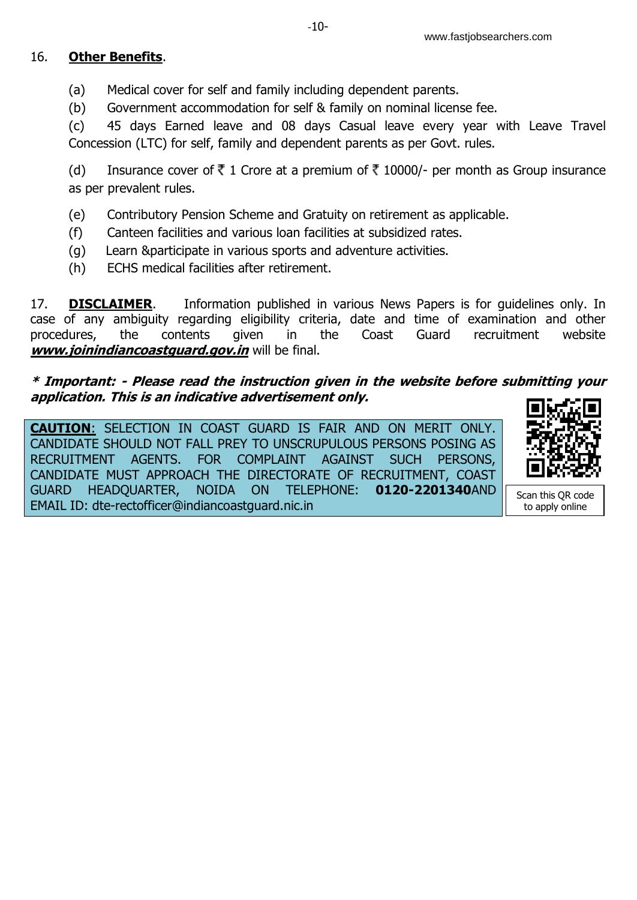16. **Other Benefits**.

(a) Medical cover for self and family including dependent parents.

(b) Government accommodation for self & family on nominal license fee.

(c) 45 days Earned leave and 08 days Casual leave every year with Leave Travel Concession (LTC) for self, family and dependent parents as per Govt. rules.

(d) Insurance cover of ₹ 1 Crore at a premium of ₹ 10000/- per month as Group insurance as per prevalent rules.

(e) Contributory Pension Scheme and Gratuity on retirement as applicable.

(f) Canteen facilities and various loan facilities at subsidized rates.

(g) Learn &participate in various sports and adventure activities.

(h) ECHS medical facilities after retirement.

17. **DISCLAIMER**. Information published in various News Papers is for guidelines only. In case of any ambiguity regarding eligibility criteria, date and time of examination and other procedures, the contents given in the Coast Guard recruitment website ***www.joinindiancoastguard.gov.in*** will be final.

***\* Important: - Please read the instruction given in the website before submitting your application. This is an indicative advertisement only.***

**CAUTION**: SELECTION IN COAST GUARD IS FAIR AND ON MERIT ONLY. CANDIDATE SHOULD NOT FALL PREY TO UNSCRUPULOUS PERSONS POSING AS RECRUITMENT AGENTS. FOR COMPLAINT AGAINST SUCH PERSONS, CANDIDATE MUST APPROACH THE DIRECTORATE OF RECRUITMENT, COAST GUARD HEADQUARTER, NOIDA ON TELEPHONE: **0120-2201340**AND EMAIL ID: dte-rectofficer@indiancoastguard.nic.in

Scan this QR code to apply online